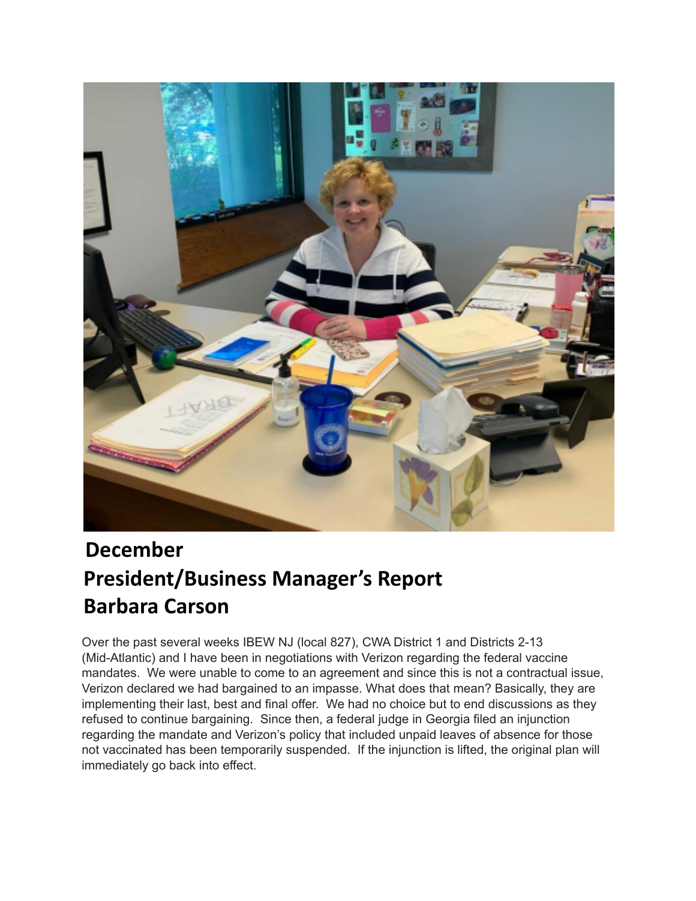# December
# President/Business Manager's Report
# Barbara Carson

Over the past several weeks IBEW NJ (local 827), CWA District 1 and Districts 2-13 (Mid-Atlantic) and I have been in negotiations with Verizon regarding the federal vaccine mandates. We were unable to come to an agreement and since this is not a contractual issue, Verizon declared we had bargained to an impasse. What does that mean? Basically, they are implementing their last, best and final offer. We had no choice but to end discussions as they refused to continue bargaining. Since then, a federal judge in Georgia filed an injunction regarding the mandate and Verizon's policy that included unpaid leaves of absence for those not vaccinated has been temporarily suspended. If the injunction is lifted, the original plan will immediately go back into effect.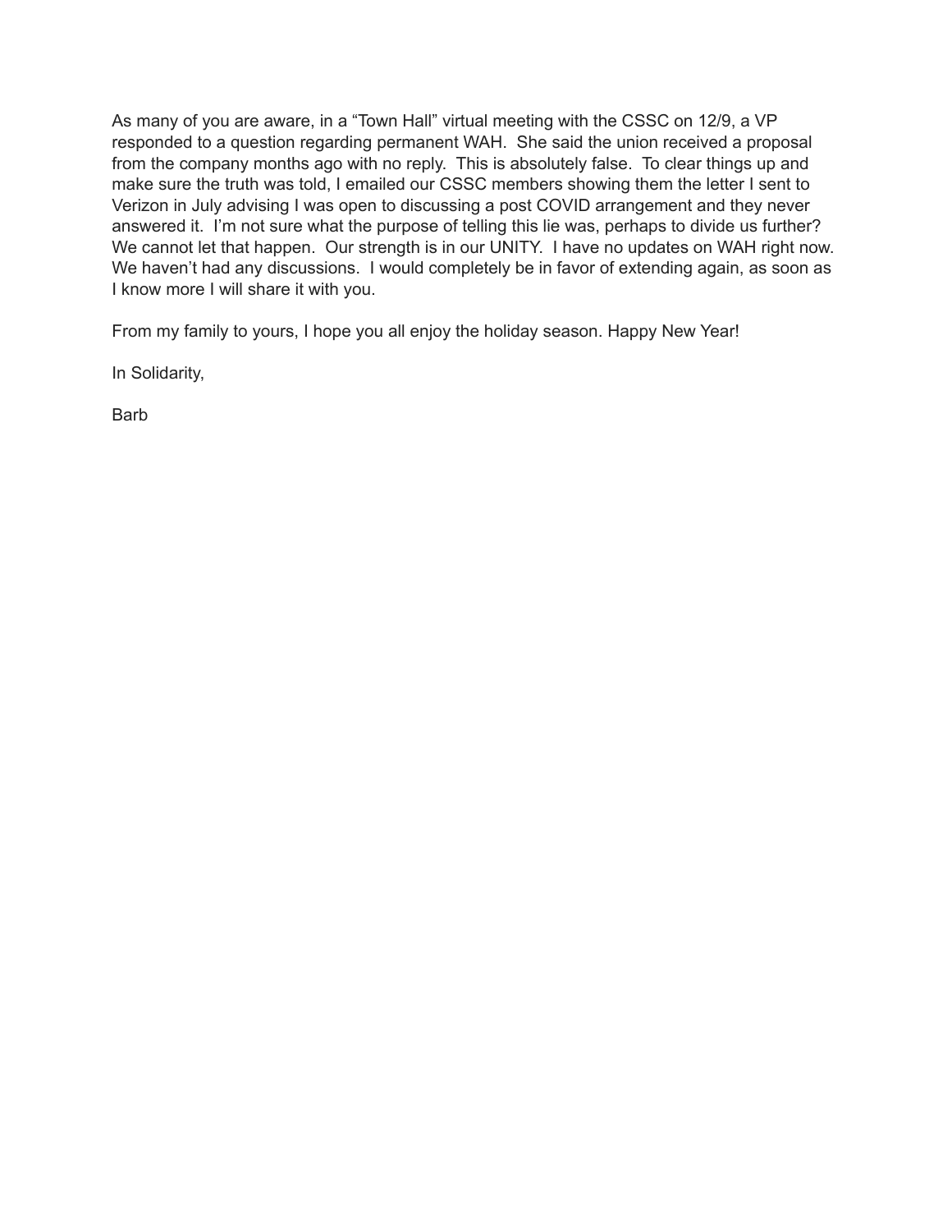As many of you are aware, in a “Town Hall” virtual meeting with the CSSC on 12/9, a VP responded to a question regarding permanent WAH. She said the union received a proposal from the company months ago with no reply. This is absolutely false. To clear things up and make sure the truth was told, I emailed our CSSC members showing them the letter I sent to Verizon in July advising I was open to discussing a post COVID arrangement and they never answered it. I’m not sure what the purpose of telling this lie was, perhaps to divide us further? We cannot let that happen. Our strength is in our UNITY. I have no updates on WAH right now. We haven’t had any discussions. I would completely be in favor of extending again, as soon as I know more I will share it with you.

From my family to yours, I hope you all enjoy the holiday season. Happy New Year!

In Solidarity,

Barb